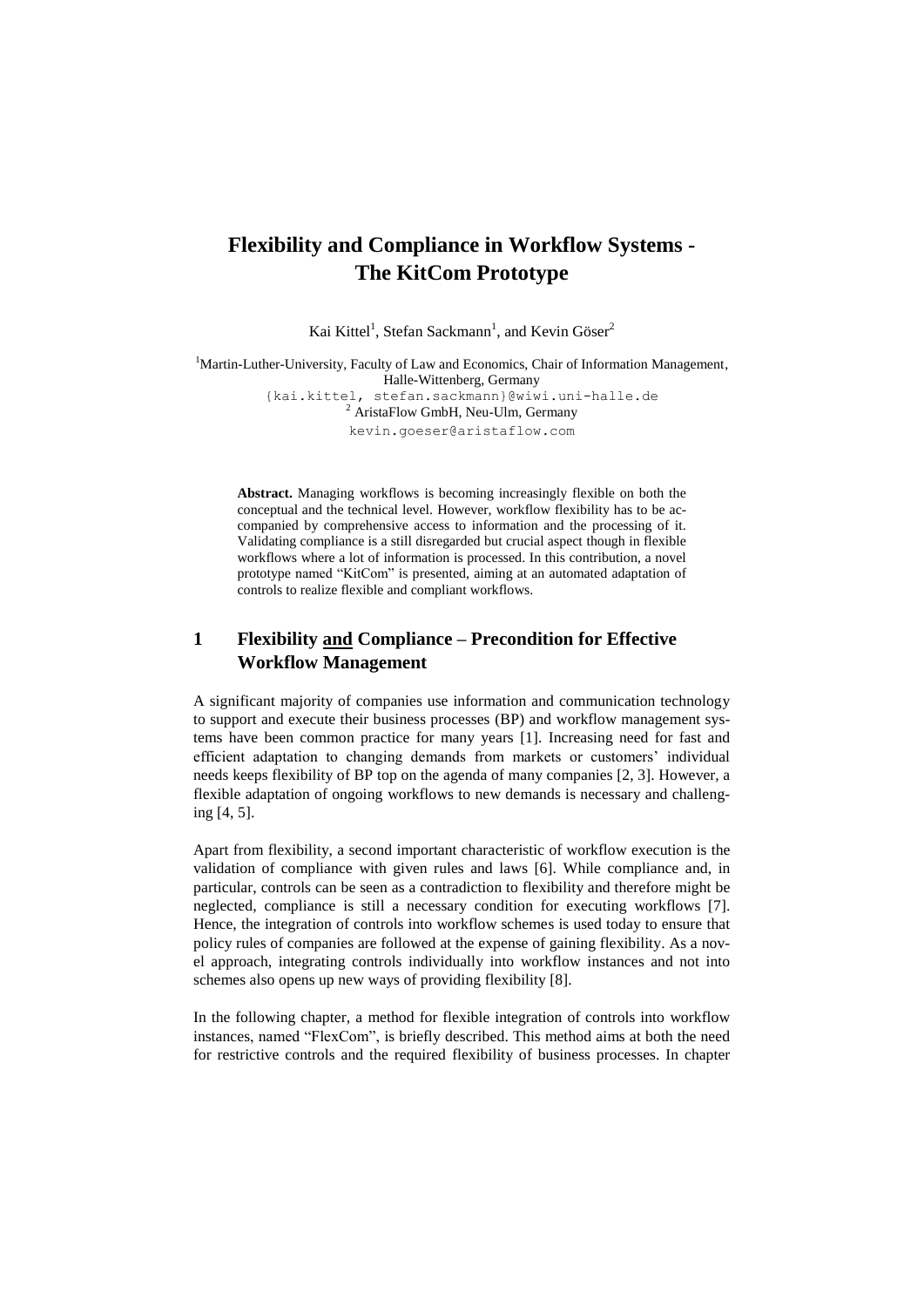# Flexibility and Compliance in Workflow Systems - The KitCom Prototype

Kai Kittel[1], Stefan Sackmann[1], and Kevin Göser[2]

[1]Martin-Luther-University, Faculty of Law and Economics, Chair of Information Management, Halle-Wittenberg, Germany
{kai.kittel, stefan.sackmann}@wiwi.uni-halle.de
[2] AristaFlow GmbH, Neu-Ulm, Germany
kevin.goeser@aristaflow.com

**Abstract.** Managing workflows is becoming increasingly flexible on both the conceptual and the technical level. However, workflow flexibility has to be accompanied by comprehensive access to information and the processing of it. Validating compliance is a still disregarded but crucial aspect though in flexible workflows where a lot of information is processed. In this contribution, a novel prototype named "KitCom" is presented, aiming at an automated adaptation of controls to realize flexible and compliant workflows.

## 1 Flexibility and Compliance – Precondition for Effective Workflow Management

A significant majority of companies use information and communication technology to support and execute their business processes (BP) and workflow management systems have been common practice for many years [1]. Increasing need for fast and efficient adaptation to changing demands from markets or customers' individual needs keeps flexibility of BP top on the agenda of many companies [2, 3]. However, a flexible adaptation of ongoing workflows to new demands is necessary and challenging [4, 5].

Apart from flexibility, a second important characteristic of workflow execution is the validation of compliance with given rules and laws [6]. While compliance and, in particular, controls can be seen as a contradiction to flexibility and therefore might be neglected, compliance is still a necessary condition for executing workflows [7]. Hence, the integration of controls into workflow schemes is used today to ensure that policy rules of companies are followed at the expense of gaining flexibility. As a novel approach, integrating controls individually into workflow instances and not into schemes also opens up new ways of providing flexibility [8].

In the following chapter, a method for flexible integration of controls into workflow instances, named "FlexCom", is briefly described. This method aims at both the need for restrictive controls and the required flexibility of business processes. In chapter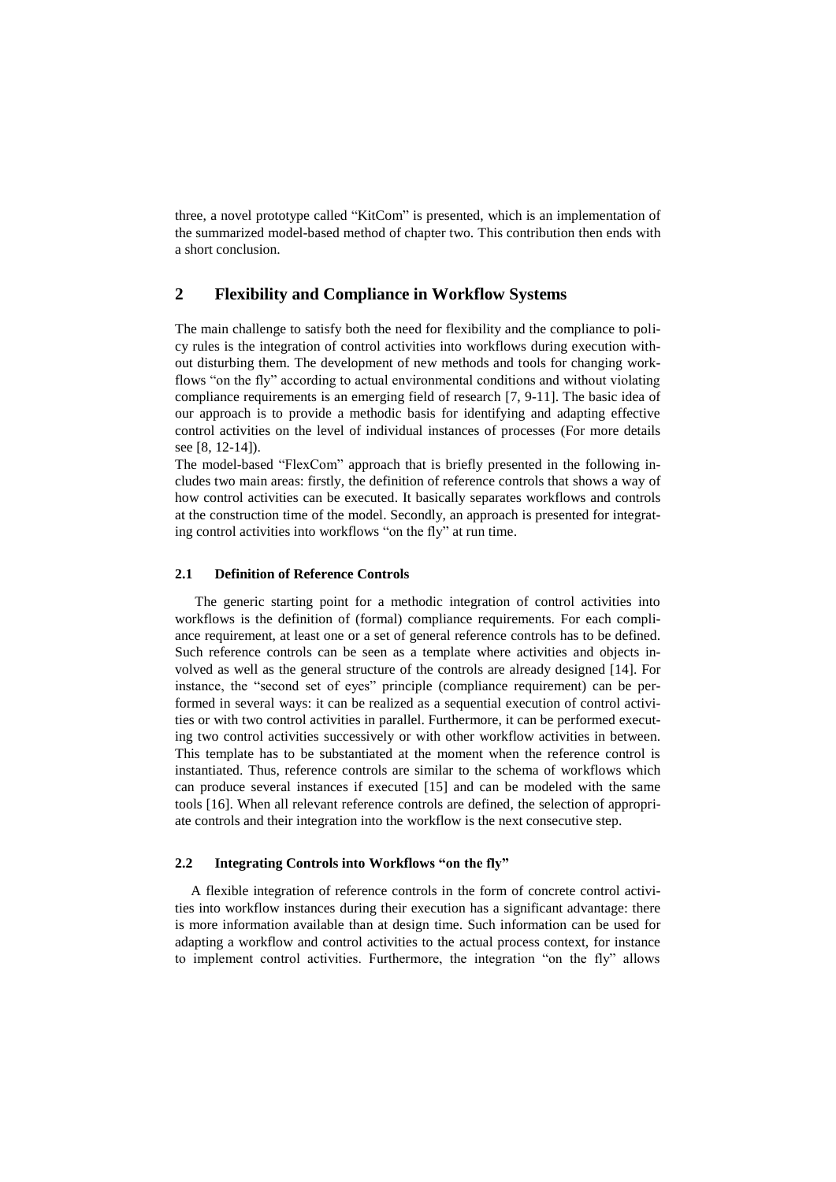three, a novel prototype called "KitCom" is presented, which is an implementation of the summarized model-based method of chapter two. This contribution then ends with a short conclusion.

## 2 Flexibility and Compliance in Workflow Systems

The main challenge to satisfy both the need for flexibility and the compliance to policy rules is the integration of control activities into workflows during execution without disturbing them. The development of new methods and tools for changing workflows "on the fly" according to actual environmental conditions and without violating compliance requirements is an emerging field of research [7, 9-11]. The basic idea of our approach is to provide a methodic basis for identifying and adapting effective control activities on the level of individual instances of processes (For more details see [8, 12-14]).

The model-based "FlexCom" approach that is briefly presented in the following includes two main areas: firstly, the definition of reference controls that shows a way of how control activities can be executed. It basically separates workflows and controls at the construction time of the model. Secondly, an approach is presented for integrating control activities into workflows "on the fly" at run time.

### 2.1 Definition of Reference Controls

The generic starting point for a methodic integration of control activities into workflows is the definition of (formal) compliance requirements. For each compliance requirement, at least one or a set of general reference controls has to be defined. Such reference controls can be seen as a template where activities and objects involved as well as the general structure of the controls are already designed [14]. For instance, the "second set of eyes" principle (compliance requirement) can be performed in several ways: it can be realized as a sequential execution of control activities or with two control activities in parallel. Furthermore, it can be performed executing two control activities successively or with other workflow activities in between. This template has to be substantiated at the moment when the reference control is instantiated. Thus, reference controls are similar to the schema of workflows which can produce several instances if executed [15] and can be modeled with the same tools [16]. When all relevant reference controls are defined, the selection of appropriate controls and their integration into the workflow is the next consecutive step.

### 2.2 Integrating Controls into Workflows "on the fly"

A flexible integration of reference controls in the form of concrete control activities into workflow instances during their execution has a significant advantage: there is more information available than at design time. Such information can be used for adapting a workflow and control activities to the actual process context, for instance to implement control activities. Furthermore, the integration "on the fly" allows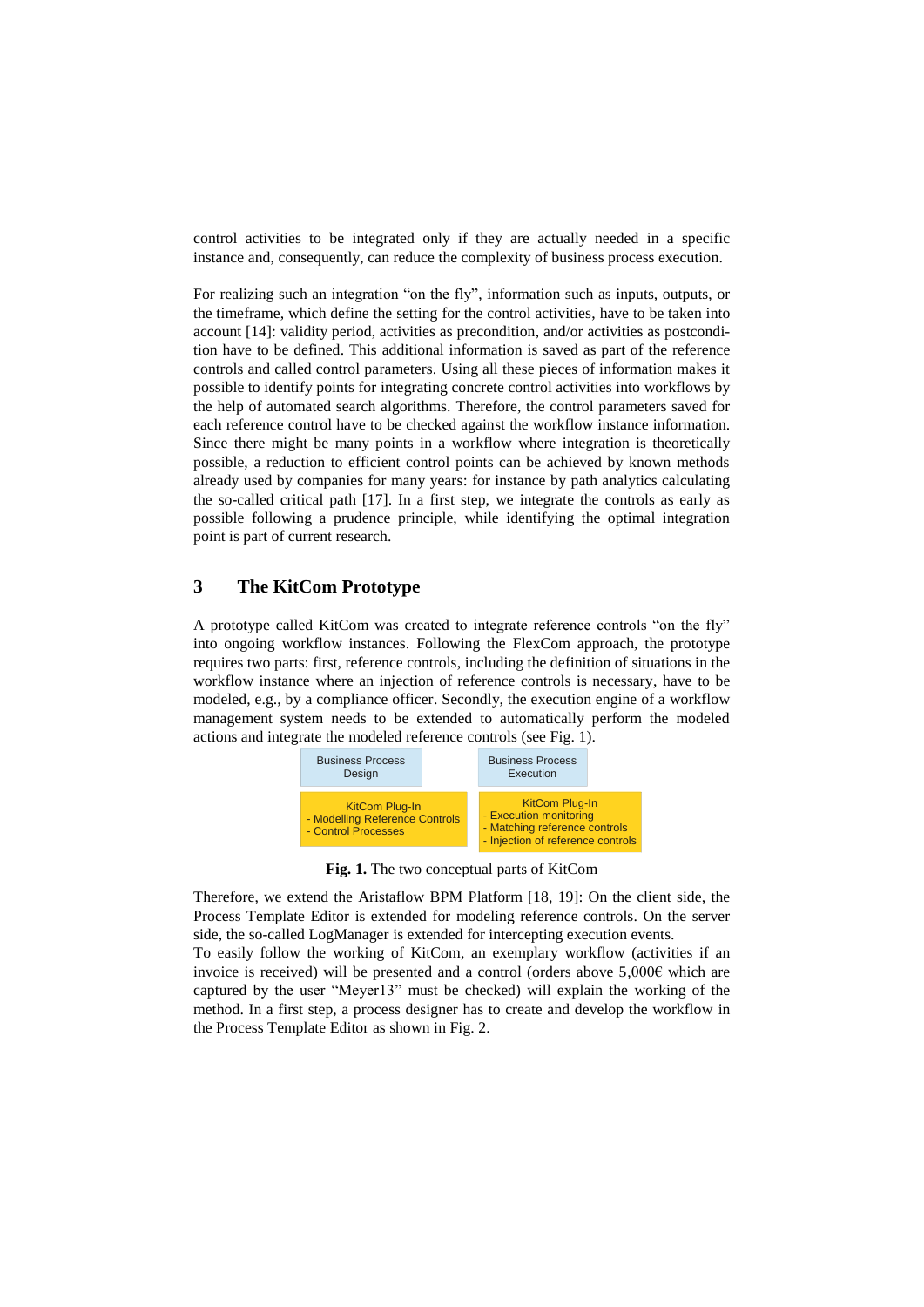control activities to be integrated only if they are actually needed in a specific instance and, consequently, can reduce the complexity of business process execution.

For realizing such an integration "on the fly", information such as inputs, outputs, or the timeframe, which define the setting for the control activities, have to be taken into account [14]: validity period, activities as precondition, and/or activities as postcondition have to be defined. This additional information is saved as part of the reference controls and called control parameters. Using all these pieces of information makes it possible to identify points for integrating concrete control activities into workflows by the help of automated search algorithms. Therefore, the control parameters saved for each reference control have to be checked against the workflow instance information. Since there might be many points in a workflow where integration is theoretically possible, a reduction to efficient control points can be achieved by known methods already used by companies for many years: for instance by path analytics calculating the so-called critical path [17]. In a first step, we integrate the controls as early as possible following a prudence principle, while identifying the optimal integration point is part of current research.

## 3 The KitCom Prototype

A prototype called KitCom was created to integrate reference controls "on the fly" into ongoing workflow instances. Following the FlexCom approach, the prototype requires two parts: first, reference controls, including the definition of situations in the workflow instance where an injection of reference controls is necessary, have to be modeled, e.g., by a compliance officer. Secondly, the execution engine of a workflow management system needs to be extended to automatically perform the modeled actions and integrate the modeled reference controls (see Fig. 1).

Business Process Design

KitCom Plug-In
- Modelling Reference Controls
- Control Processes

Business Process Execution

KitCom Plug-In
- Execution monitoring
- Matching reference controls
- Injection of reference controls

**Fig. 1.** The two conceptual parts of KitCom

Therefore, we extend the Aristaflow BPM Platform [18, 19]: On the client side, the Process Template Editor is extended for modeling reference controls. On the server side, the so-called LogManager is extended for intercepting execution events.
To easily follow the working of KitCom, an exemplary workflow (activities if an invoice is received) will be presented and a control (orders above 5,000€ which are captured by the user "Meyer13" must be checked) will explain the working of the method. In a first step, a process designer has to create and develop the workflow in the Process Template Editor as shown in Fig. 2.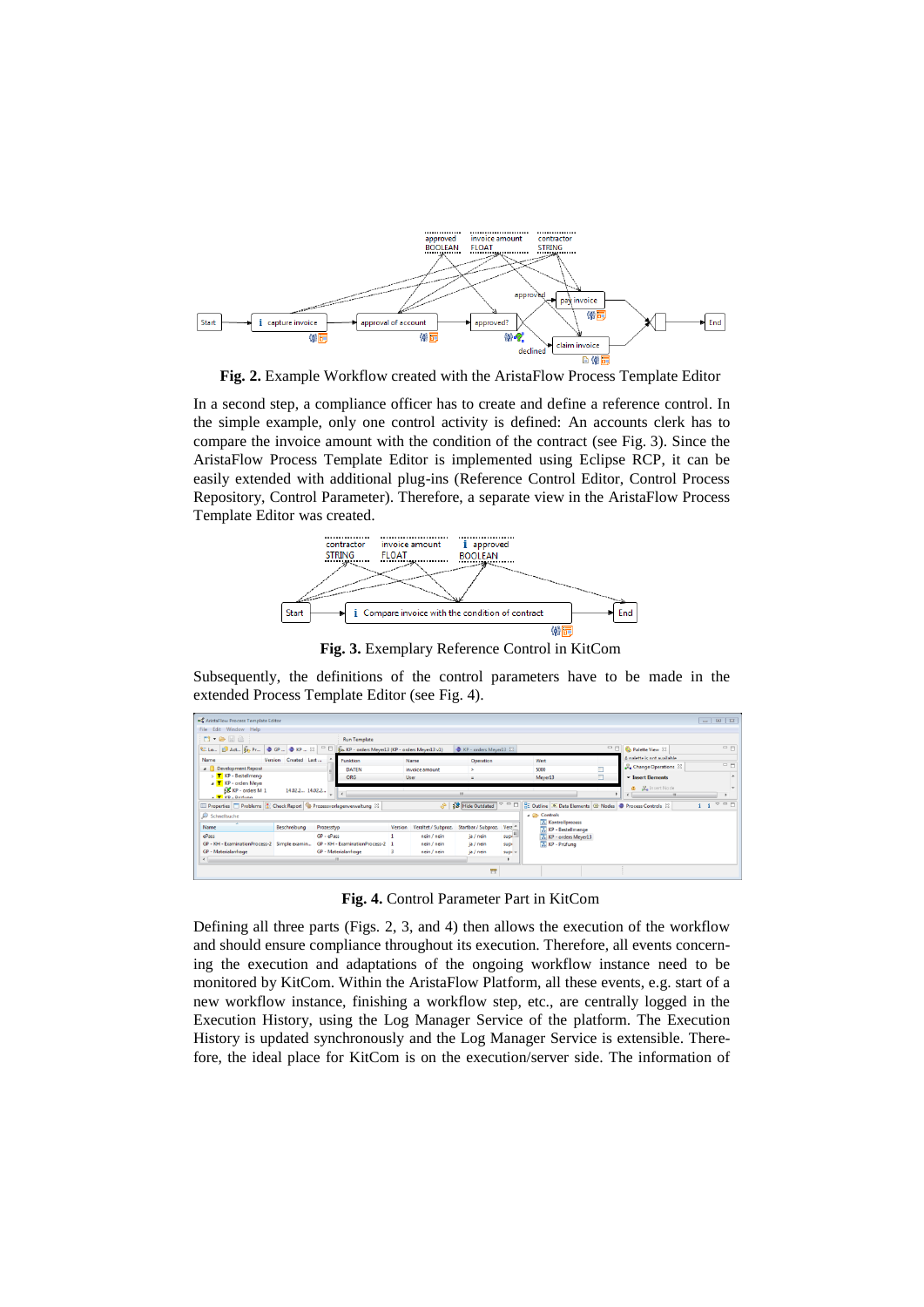approved BOOLEAN

invoice amount FLOAT

contractor STRING

Start

capture invoice

approval of account

approved?

approved

pay invoice

declined

claim invoice

End

**Fig. 2.** Example Workflow created with the AristaFlow Process Template Editor

In a second step, a compliance officer has to create and define a reference control. In the simple example, only one control activity is defined: An accounts clerk has to compare the invoice amount with the condition of the contract (see Fig. 3). Since the AristaFlow Process Template Editor is implemented using Eclipse RCP, it can be easily extended with additional plug-ins (Reference Control Editor, Control Process Repository, Control Parameter). Therefore, a separate view in the AristaFlow Process Template Editor was created.

contractor STRING

invoice amount FLOAT

approved BOOLEAN

Start

Compare invoice with the condition of contract

End

**Fig. 3.** Exemplary Reference Control in KitCom

Subsequently, the definitions of the control parameters have to be made in the extended Process Template Editor (see Fig. 4).

**Fig. 4.** Control Parameter Part in KitCom

Defining all three parts (Figs. 2, 3, and 4) then allows the execution of the workflow and should ensure compliance throughout its execution. Therefore, all events concerning the execution and adaptations of the ongoing workflow instance need to be monitored by KitCom. Within the AristaFlow Platform, all these events, e.g. start of a new workflow instance, finishing a workflow step, etc., are centrally logged in the Execution History, using the Log Manager Service of the platform. The Execution History is updated synchronously and the Log Manager Service is extensible. Therefore, the ideal place for KitCom is on the execution/server side. The information of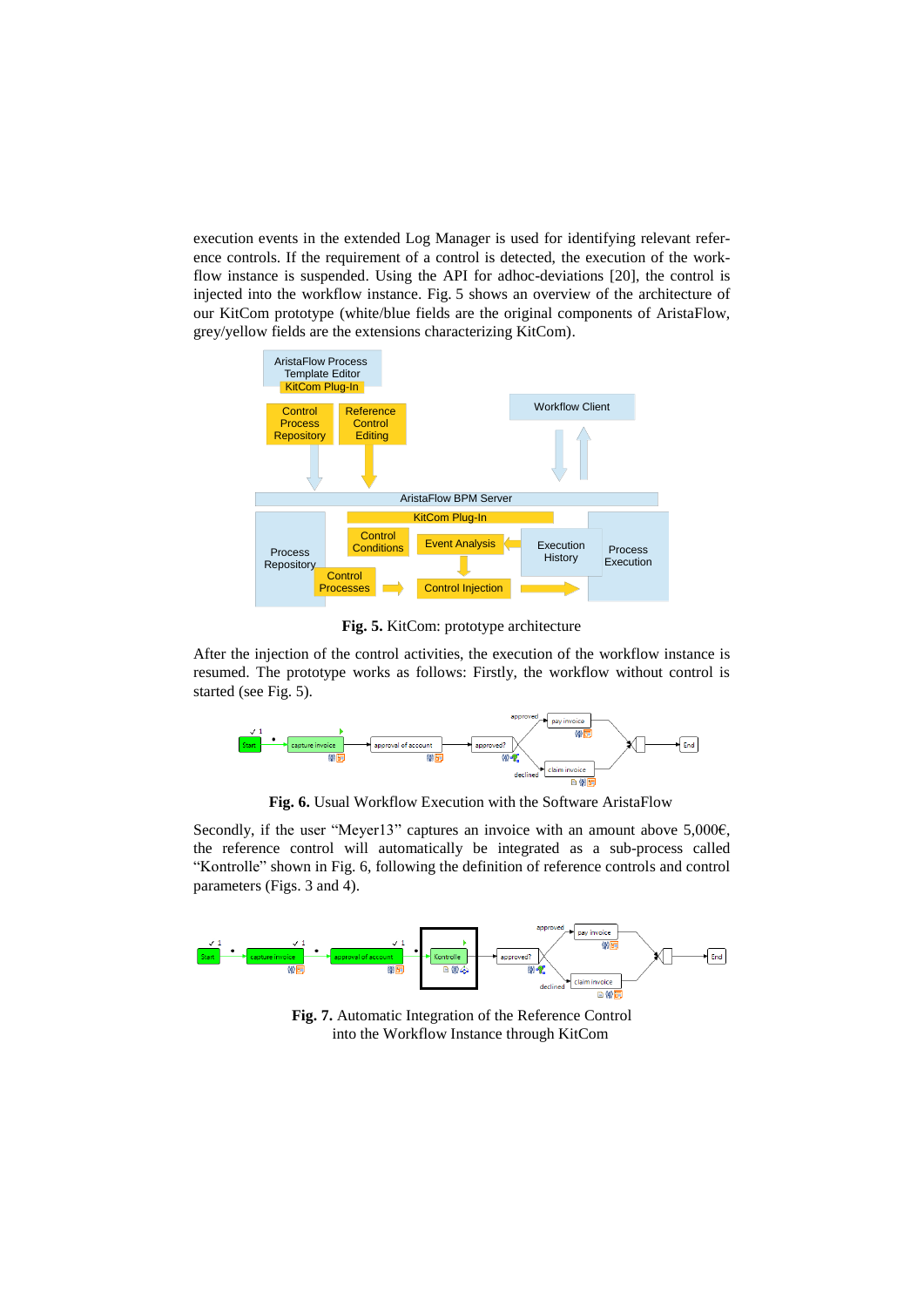execution events in the extended Log Manager is used for identifying relevant reference controls. If the requirement of a control is detected, the execution of the workflow instance is suspended. Using the API for adhoc-deviations [20], the control is injected into the workflow instance. Fig. 5 shows an overview of the architecture of our KitCom prototype (white/blue fields are the original components of AristaFlow, grey/yellow fields are the extensions characterizing KitCom).

AristaFlow Process Template Editor
KitCom Plug-In
Control Process Repository
Reference Control Editing
Workflow Client
AristaFlow BPM Server
KitCom Plug-In
Process Repository
Control Conditions
Event Analysis
Execution History
Process Execution
Control Processes
Control Injection

**Fig. 5.** KitCom: prototype architecture

After the injection of the control activities, the execution of the workflow instance is resumed. The prototype works as follows: Firstly, the workflow without control is started (see Fig. 5).

Start
capture invoice
approval of account
approved?
approved
pay invoice
declined
claim invoice
End

**Fig. 6.** Usual Workflow Execution with the Software AristaFlow

Secondly, if the user "Meyer13" captures an invoice with an amount above 5,000€, the reference control will automatically be integrated as a sub-process called "Kontrolle" shown in Fig. 6, following the definition of reference controls and control parameters (Figs. 3 and 4).

Start
capture invoice
approval of account
Kontrolle
approved?
approved
pay invoice
declined
claim invoice
End

**Fig. 7.** Automatic Integration of the Reference Control into the Workflow Instance through KitCom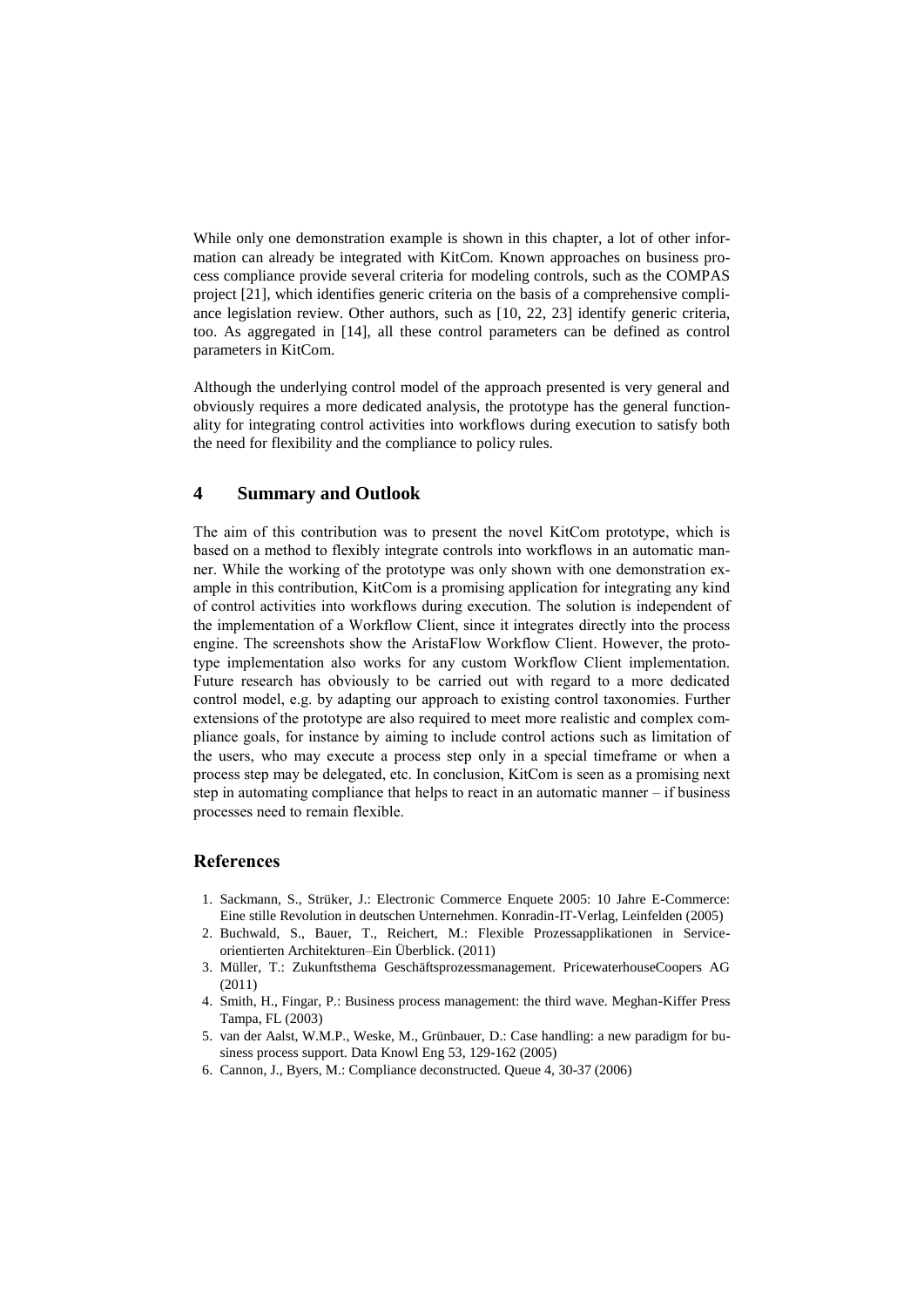While only one demonstration example is shown in this chapter, a lot of other information can already be integrated with KitCom. Known approaches on business process compliance provide several criteria for modeling controls, such as the COMPAS project [21], which identifies generic criteria on the basis of a comprehensive compliance legislation review. Other authors, such as [10, 22, 23] identify generic criteria, too. As aggregated in [14], all these control parameters can be defined as control parameters in KitCom.

Although the underlying control model of the approach presented is very general and obviously requires a more dedicated analysis, the prototype has the general functionality for integrating control activities into workflows during execution to satisfy both the need for flexibility and the compliance to policy rules.

## 4 Summary and Outlook

The aim of this contribution was to present the novel KitCom prototype, which is based on a method to flexibly integrate controls into workflows in an automatic manner. While the working of the prototype was only shown with one demonstration example in this contribution, KitCom is a promising application for integrating any kind of control activities into workflows during execution. The solution is independent of the implementation of a Workflow Client, since it integrates directly into the process engine. The screenshots show the AristaFlow Workflow Client. However, the prototype implementation also works for any custom Workflow Client implementation. Future research has obviously to be carried out with regard to a more dedicated control model, e.g. by adapting our approach to existing control taxonomies. Further extensions of the prototype are also required to meet more realistic and complex compliance goals, for instance by aiming to include control actions such as limitation of the users, who may execute a process step only in a special timeframe or when a process step may be delegated, etc. In conclusion, KitCom is seen as a promising next step in automating compliance that helps to react in an automatic manner – if business processes need to remain flexible.

## References

1. Sackmann, S., Strüker, J.: Electronic Commerce Enquete 2005: 10 Jahre E-Commerce: Eine stille Revolution in deutschen Unternehmen. Konradin-IT-Verlag, Leinfelden (2005)
2. Buchwald, S., Bauer, T., Reichert, M.: Flexible Prozessapplikationen in Service-orientierten Architekturen–Ein Überblick. (2011)
3. Müller, T.: Zukunftsthema Geschäftsprozessmanagement. PricewaterhouseCoopers AG (2011)
4. Smith, H., Fingar, P.: Business process management: the third wave. Meghan-Kiffer Press Tampa, FL (2003)
5. van der Aalst, W.M.P., Weske, M., Grünbauer, D.: Case handling: a new paradigm for business process support. Data Knowl Eng 53, 129-162 (2005)
6. Cannon, J., Byers, M.: Compliance deconstructed. Queue 4, 30-37 (2006)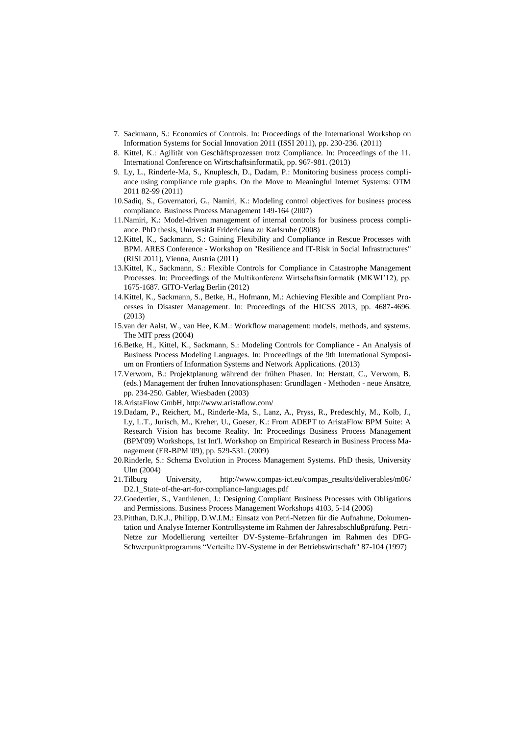7. Sackmann, S.: Economics of Controls. In: Proceedings of the International Workshop on Information Systems for Social Innovation 2011 (ISSI 2011), pp. 230-236. (2011)
8. Kittel, K.: Agilität von Geschäftsprozessen trotz Compliance. In: Proceedings of the 11. International Conference on Wirtschaftsinformatik, pp. 967-981. (2013)
9. Ly, L., Rinderle-Ma, S., Knuplesch, D., Dadam, P.: Monitoring business process compliance using compliance rule graphs. On the Move to Meaningful Internet Systems: OTM 2011 82-99 (2011)
10. Sadiq, S., Governatori, G., Namiri, K.: Modeling control objectives for business process compliance. Business Process Management 149-164 (2007)
11. Namiri, K.: Model-driven management of internal controls for business process compliance. PhD thesis, Universität Fridericiana zu Karlsruhe (2008)
12. Kittel, K., Sackmann, S.: Gaining Flexibility and Compliance in Rescue Processes with BPM. ARES Conference - Workshop on "Resilience and IT-Risk in Social Infrastructures" (RISI 2011), Vienna, Austria (2011)
13. Kittel, K., Sackmann, S.: Flexible Controls for Compliance in Catastrophe Management Processes. In: Proceedings of the Multikonferenz Wirtschaftsinformatik (MKWI'12), pp. 1675-1687. GITO-Verlag Berlin (2012)
14. Kittel, K., Sackmann, S., Betke, H., Hofmann, M.: Achieving Flexible and Compliant Processes in Disaster Management. In: Proceedings of the HICSS 2013, pp. 4687-4696. (2013)
15. van der Aalst, W., van Hee, K.M.: Workflow management: models, methods, and systems. The MIT press (2004)
16. Betke, H., Kittel, K., Sackmann, S.: Modeling Controls for Compliance - An Analysis of Business Process Modeling Languages. In: Proceedings of the 9th International Symposium on Frontiers of Information Systems and Network Applications. (2013)
17. Verworn, B.: Projektplanung während der frühen Phasen. In: Herstatt, C., Verwom, B. (eds.) Management der frühen Innovationsphasen: Grundlagen - Methoden - neue Ansätze, pp. 234-250. Gabler, Wiesbaden (2003)
18. AristaFlow GmbH, http://www.aristaflow.com/
19. Dadam, P., Reichert, M., Rinderle-Ma, S., Lanz, A., Pryss, R., Predeschly, M., Kolb, J., Ly, L.T., Jurisch, M., Kreher, U., Goeser, K.: From ADEPT to AristaFlow BPM Suite: A Research Vision has become Reality. In: Proceedings Business Process Management (BPM'09) Workshops, 1st Int'l. Workshop on Empirical Research in Business Process Management (ER-BPM '09), pp. 529-531. (2009)
20. Rinderle, S.: Schema Evolution in Process Management Systems. PhD thesis, University Ulm (2004)
21. Tilburg University, http://www.compas-ict.eu/compas_results/deliverables/m06/D2.1_State-of-the-art-for-compliance-languages.pdf
22. Goedertier, S., Vanthienen, J.: Designing Compliant Business Processes with Obligations and Permissions. Business Process Management Workshops 4103, 5-14 (2006)
23. Pitthan, D.K.J., Philipp, D.W.I.M.: Einsatz von Petri-Netzen für die Aufnahme, Dokumentation und Analyse Interner Kontrollsysteme im Rahmen der Jahresabschlußprüfung. Petri-Netze zur Modellierung verteilter DV-Systeme–Erfahrungen im Rahmen des DFG-Schwerpunktprogramms "Verteilte DV-Systeme in der Betriebswirtschaft" 87-104 (1997)